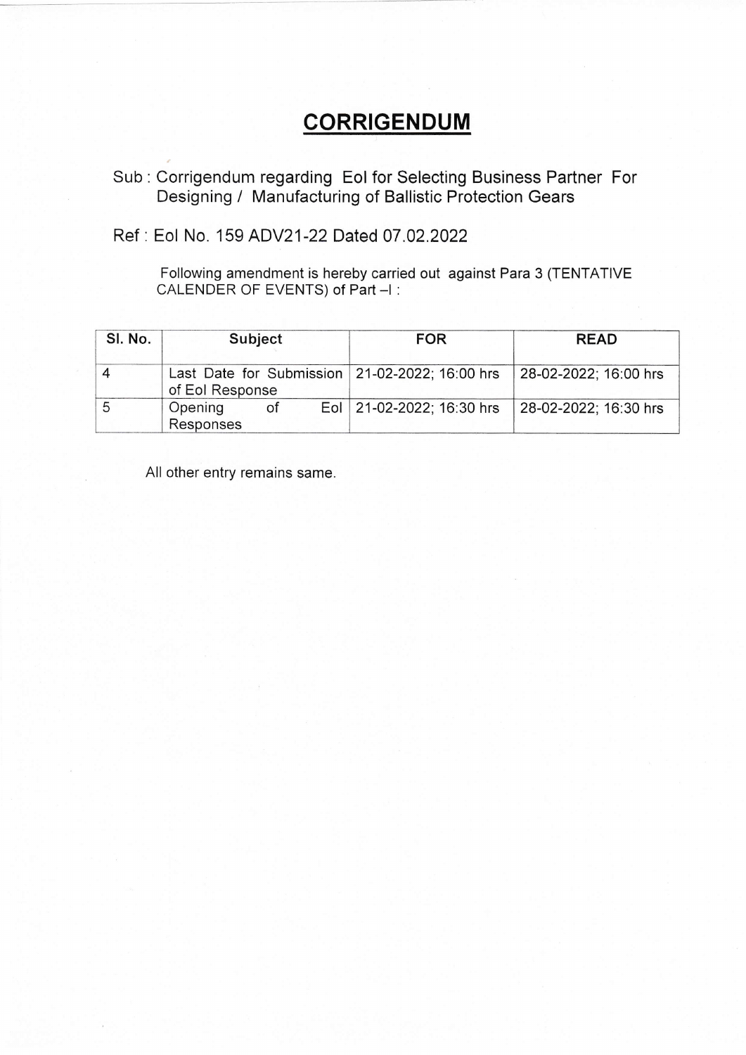# CORRIGENDUM

Sub : Corrigendum regarding EoI for Selecting Business Partner For Designing / Manufacturing of Ballistic Protection Gears

Ref : EoI No. 159 ADV21-22 Dated 07.02.2022

Following amendment is hereby carried out against Para 3 (TENTATIVE CALENDER OF EVENTS) of Part –I :

| Sl. No. | Subject | FOR | READ |
|---|---|---|---|
| 4 | Last Date for Submission of EoI Response | 21-02-2022; 16:00 hrs | 28-02-2022; 16:00 hrs |
| 5 | Opening of EoI Responses | 21-02-2022; 16:30 hrs | 28-02-2022; 16:30 hrs |

All other entry remains same.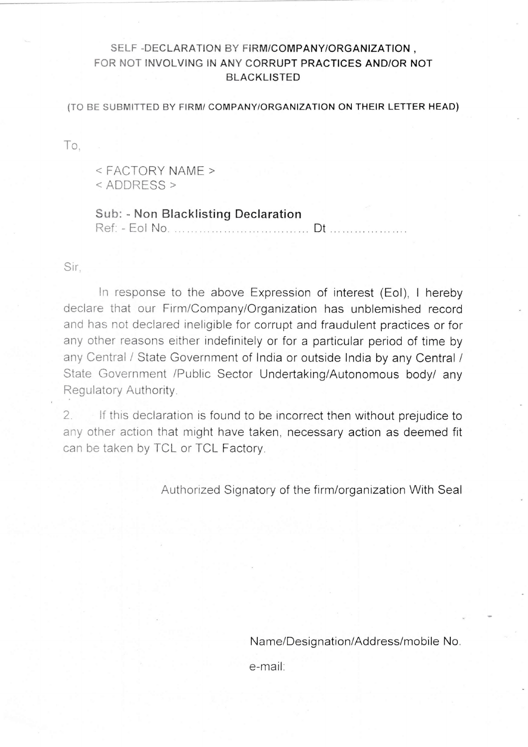SELF -DECLARATION BY FIRM/COMPANY/ORGANIZATION , FOR NOT INVOLVING IN ANY CORRUPT PRACTICES AND/OR NOT BLACKLISTED

(TO BE SUBMITTED BY FIRM/ COMPANY/ORGANIZATION ON THEIR LETTER HEAD)

To,

< FACTORY NAME >
< ADDRESS >

**Sub: - Non Blacklisting Declaration**
Ref: - EoI No. ................................ Dt ..................

Sir,

In response to the above Expression of interest (EoI), I hereby declare that our Firm/Company/Organization has unblemished record and has not declared ineligible for corrupt and fraudulent practices or for any other reasons either indefinitely or for a particular period of time by any Central / State Government of India or outside India by any Central / State Government /Public Sector Undertaking/Autonomous body/ any Regulatory Authority.

2. If this declaration is found to be incorrect then without prejudice to any other action that might have taken, necessary action as deemed fit can be taken by TCL or TCL Factory.

Authorized Signatory of the firm/organization With Seal

Name/Designation/Address/mobile No.

e-mail: